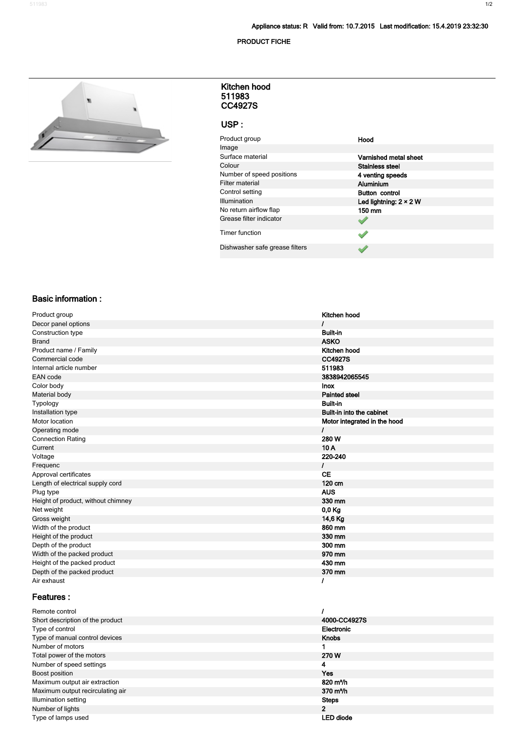Appliance status: R Valid from: 10.7.2015 Last modification: 15.4.2019 23:32:30

PRODUCT FICHE

## Kitchen hood
## 511983
## CC4927S

## USP :

| | |
|---|---|
| Product group | Hood |
| Image | |
| Surface material | Varnished metal sheet |
| Colour | Stainless steel |
| Number of speed positions | 4 venting speeds |
| Filter material | Aluminium |
| Control setting | Button control |
| Illumination | Led lightning: 2 × 2 W |
| No return airflow flap | 150 mm |
| Grease filter indicator | ✓ |
| Timer function | ✓ |
| Dishwasher safe grease filters | ✓ |

## Basic information :

| | |
|---|---|
| Product group | Kitchen hood |
| Decor panel options | / |
| Construction type | Built-in |
| Brand | ASKO |
| Product name / Family | Kitchen hood |
| Commercial code | CC4927S |
| Internal article number | 511983 |
| EAN code | 3838942065545 |
| Color body | Inox |
| Material body | Painted steel |
| Typology | Built-in |
| Installation type | Built-in into the cabinet |
| Motor location | Motor integrated in the hood |
| Operating mode | / |
| Connection Rating | 280 W |
| Current | 10 A |
| Voltage | 220-240 |
| Frequenc | / |
| Approval certificates | CE |
| Length of electrical supply cord | 120 cm |
| Plug type | AUS |
| Height of product, without chimney | 330 mm |
| Net weight | 0,0 Kg |
| Gross weight | 14,6 Kg |
| Width of the product | 860 mm |
| Height of the product | 330 mm |
| Depth of the product | 300 mm |
| Width of the packed product | 970 mm |
| Height of the packed product | 430 mm |
| Depth of the packed product | 370 mm |
| Air exhaust | / |

## Features :

| | |
|---|---|
| Remote control | / |
| Short description of the product | 4000-CC4927S |
| Type of control | Electronic |
| Type of manual control devices | Knobs |
| Number of motors | 1 |
| Total power of the motors | 270 W |
| Number of speed settings | 4 |
| Boost position | Yes |
| Maximum output air extraction | 820 m³/h |
| Maximum output recirculating air | 370 m³/h |
| Illumination setting | Steps |
| Number of lights | 2 |
| Type of lamps used | LED diode |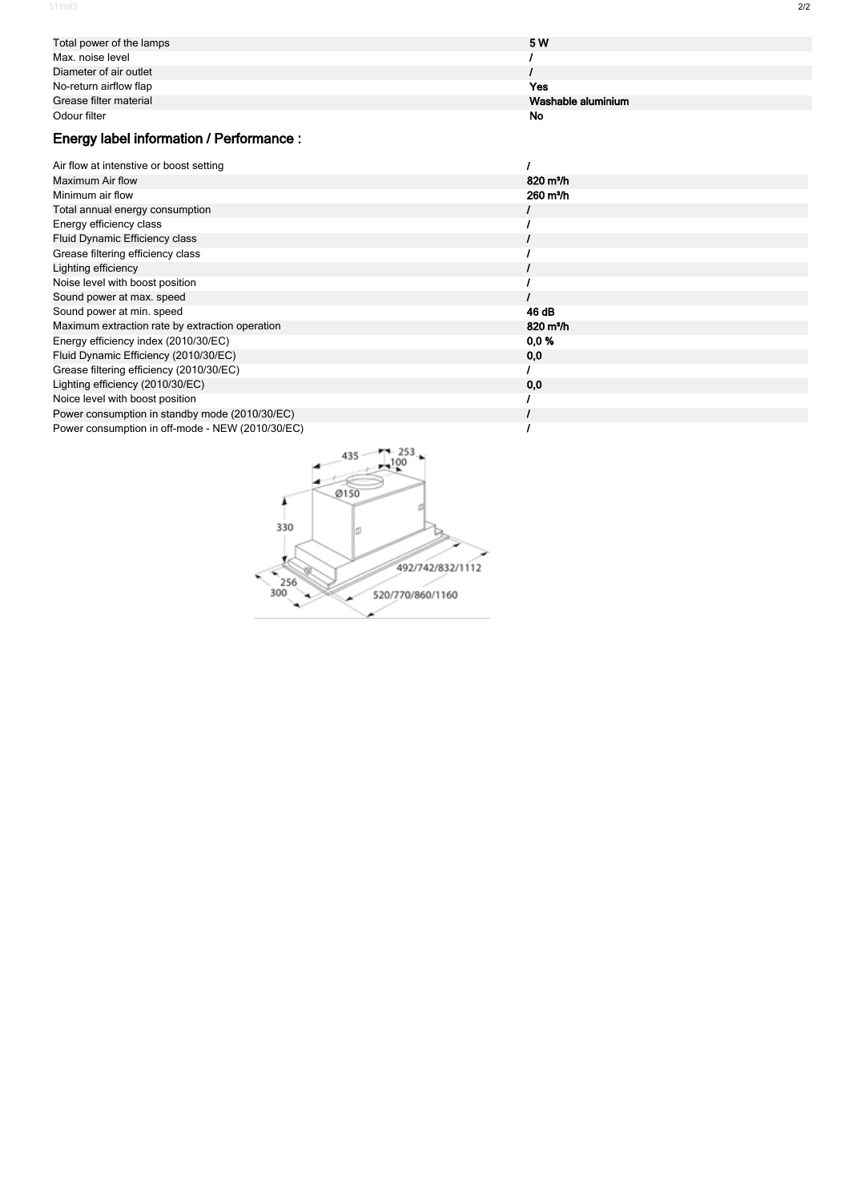| | |
|---|---|
| Total power of the lamps | **5 W** |
| Max. noise level | **/** |
| Diameter of air outlet | **/** |
| No-return airflow flap | **Yes** |
| Grease filter material | **Washable aluminium** |
| Odour filter | **No** |

## Energy label information / Performance :

| | |
|---|---|
| Air flow at intentive or boost setting | **/** |
| Maximum Air flow | **820 m³/h** |
| Minimum air flow | **260 m³/h** |
| Total annual energy consumption | **/** |
| Energy efficiency class | **/** |
| Fluid Dynamic Efficiency class | **/** |
| Grease filtering efficiency class | **/** |
| Lighting efficiency | **/** |
| Noise level with boost position | **/** |
| Sound power at max. speed | **/** |
| Sound power at min. speed | **46 dB** |
| Maximum extraction rate by extraction operation | **820 m³/h** |
| Energy efficiency index (2010/30/EC) | **0,0 %** |
| Fluid Dynamic Efficiency (2010/30/EC) | **0,0** |
| Grease filtering efficiency (2010/30/EC) | **/** |
| Lighting efficiency (2010/30/EC) | **0,0** |
| Noice level with boost position | **/** |
| Power consumption in standby mode (2010/30/EC) | **/** |
| Power consumption in off-mode - NEW (2010/30/EC) | **/** |

435
253
100
Ø150
330
256
300
492/742/832/1112
520/770/860/1160